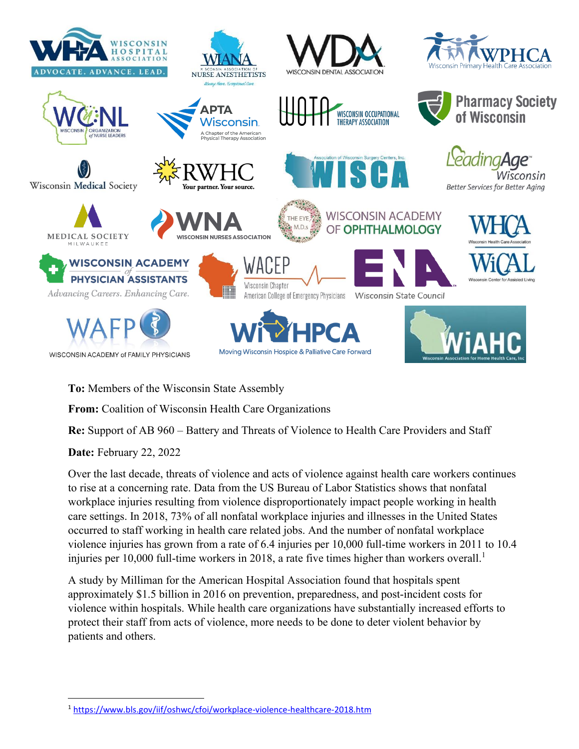**To:** Members of the Wisconsin State Assembly

**From:** Coalition of Wisconsin Health Care Organizations

**Re:** Support of AB 960 – Battery and Threats of Violence to Health Care Providers and Staff

**Date:** February 22, 2022

Over the last decade, threats of violence and acts of violence against health care workers continues to rise at a concerning rate. Data from the US Bureau of Labor Statistics shows that nonfatal workplace injuries resulting from violence disproportionately impact people working in health care settings. In 2018, 73% of all nonfatal workplace injuries and illnesses in the United States occurred to staff working in health care related jobs. And the number of nonfatal workplace violence injuries has grown from a rate of 6.4 injuries per 10,000 full-time workers in 2011 to 10.4 injuries per 10,000 full-time workers in 2018, a rate five times higher than workers overall.[1]

A study by Milliman for the American Hospital Association found that hospitals spent approximately $1.5 billion in 2016 on prevention, preparedness, and post-incident costs for violence within hospitals. While health care organizations have substantially increased efforts to protect their staff from acts of violence, more needs to be done to deter violent behavior by patients and others.

[1] https://www.bls.gov/iif/oshwc/cfoi/workplace-violence-healthcare-2018.htm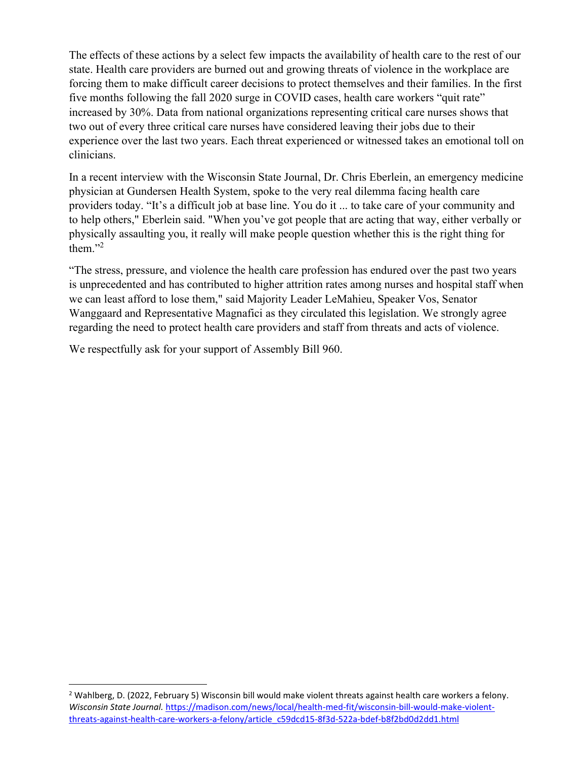The effects of these actions by a select few impacts the availability of health care to the rest of our state. Health care providers are burned out and growing threats of violence in the workplace are forcing them to make difficult career decisions to protect themselves and their families. In the first five months following the fall 2020 surge in COVID cases, health care workers "quit rate" increased by 30%. Data from national organizations representing critical care nurses shows that two out of every three critical care nurses have considered leaving their jobs due to their experience over the last two years. Each threat experienced or witnessed takes an emotional toll on clinicians.

In a recent interview with the Wisconsin State Journal, Dr. Chris Eberlein, an emergency medicine physician at Gundersen Health System, spoke to the very real dilemma facing health care providers today. "It's a difficult job at base line. You do it ... to take care of your community and to help others," Eberlein said. "When you've got people that are acting that way, either verbally or physically assaulting you, it really will make people question whether this is the right thing for them."[2]

"The stress, pressure, and violence the health care profession has endured over the past two years is unprecedented and has contributed to higher attrition rates among nurses and hospital staff when we can least afford to lose them," said Majority Leader LeMahieu, Speaker Vos, Senator Wanggaard and Representative Magnafici as they circulated this legislation. We strongly agree regarding the need to protect health care providers and staff from threats and acts of violence.

We respectfully ask for your support of Assembly Bill 960.

---

[2] Wahlberg, D. (2022, February 5) Wisconsin bill would make violent threats against health care workers a felony. *Wisconsin State Journal.* https://madison.com/news/local/health-med-fit/wisconsin-bill-would-make-violent-threats-against-health-care-workers-a-felony/article_c59dcd15-8f3d-522a-bdef-b8f2bd0d2dd1.html